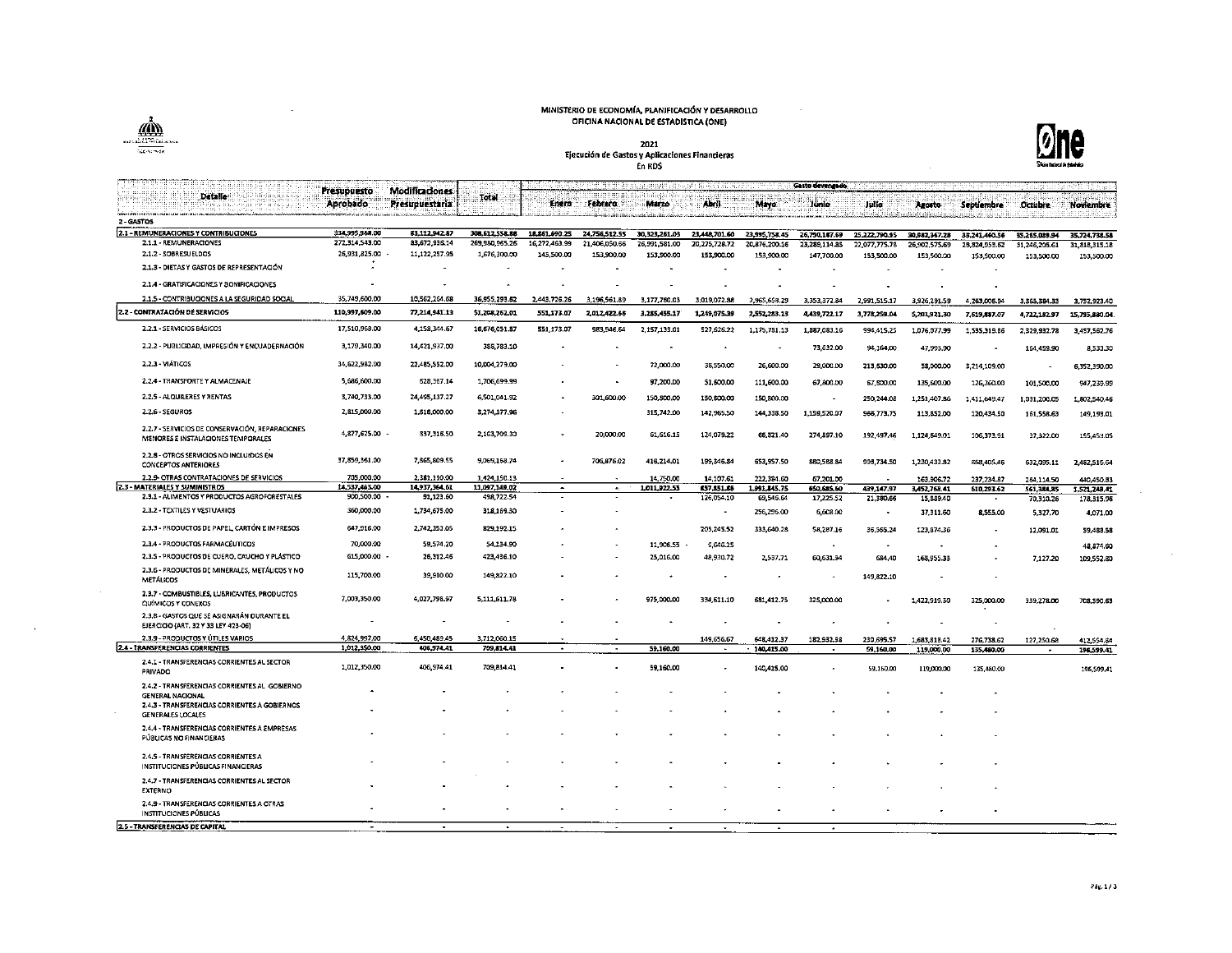MINISTERIO DE ECONOMÍA, PLANIFICACIÓN Y DESARROLLO
OFICINA NACIONAL DE ESTADÍSTICA (ONE)

2021
Ejecución de Gastos y Aplicaciones Financieras
En RD$

| Detalle | Presupuesto Aprobado | Modificaciones Presupuestaria | Total | Gasto devengado | | | | | | | | | | |
|---|---|---|---|---|---|---|---|---|---|---|---|---|---|---|
| | | | | Enero | Febrero | Marzo | Abril | Mayo | Junio | Julio | Agosto | Septiembre | Octubre | Noviembre |
| **2 - GASTOS** | | | | | | | | | | | | | | |
| **2.1 - REMUNERACIONES Y CONTRIBUCIONES** | 334,995,968.00 | 83,112,942.87 | 308,612,558.88 | 18,861,690.25 | 24,756,512.55 | 30,323,261.03 | 23,448,701.60 | 23,995,758.45 | 26,790,187.69 | 25,222,790.95 | 30,982,367.28 | 33,241,460.56 | 35,265,089.94 | 35,724,738.58 |
| 2.1.1 - REMUNERACIONES | 272,314,543.00 | 83,672,935.14 | 269,980,965.26 | 16,272,463.99 | 21,406,050.66 | 26,991,581.00 | 20,275,728.72 | 20,876,200.16 | 23,289,114.85 | 22,077,775.78 | 26,902,575.69 | 28,824,953.62 | 31,246,205.61 | 31,818,315.18 |
| 2.1.2 - SOBRESUELDOS | 26,931,825.00 | - 11,122,257.95 | 1,676,300.00 | 145,500.00 | 153,900.00 | 153,900.00 | 153,900.00 | 153,900.00 | 147,700.00 | 153,500.00 | 153,500.00 | 153,500.00 | 153,500.00 | 153,500.00 |
| 2.1.3 - DIETAS Y GASTOS DE REPRESENTACIÓN | - | - | - | - | - | - | - | - | - | - | - | - | - | - |
| 2.1.4 - GRATIFICACIONES Y BONIFICACIONES | - | - | - | - | - | - | - | - | - | - | - | - | - | - |
| 2.1.5 - CONTRIBUCIONES A LA SEGURIDAD SOCIAL | 35,749,600.00 | 10,562,264.68 | 36,955,293.62 | 2,443,726.26 | 3,196,561.89 | 3,177,780.03 | 3,019,072.88 | 2,965,658.29 | 3,353,372.84 | 2,991,515.17 | 3,926,291.59 | 4,263,006.94 | 3,865,384.33 | 3,752,923.40 |
| **2.2 - CONTRATACIÓN DE SERVICIOS** | 110,997,609.00 | 77,214,941.13 | 51,208,262.01 | 551,173.07 | 2,012,422.66 | 3,285,455.17 | 1,249,075.39 | 2,552,283.13 | 4,439,722.17 | 3,778,259.04 | 5,201,921.30 | 7,619,887.07 | 4,722,182.97 | 15,795,880.04 |
| 2.2.1 - SERVICIOS BÁSICOS | 17,510,968.00 | 4,158,344.67 | 16,676,651.87 | 551,173.07 | 983,946.64 | 2,157,133.01 | 527,626.22 | 1,175,781.13 | 1,887,083.16 | 994,415.25 | 1,076,077.99 | 1,535,319.86 | 2,329,932.78 | 3,457,562.76 |
| 2.2.2 - PUBLICIDAD, IMPRESIÓN Y ENCUADERNACIÓN | 3,179,340.00 | 14,421,937.00 | 388,783.10 | - | - | - | - | - | 73,632.00 | 94,164.00 | 47,993.90 | - | 164,459.90 | 8,533.30 |
| 2.2.3 - VIÁTICOS | 34,622,982.00 | 22,485,552.00 | 10,004,279.00 | - | - | 72,000.00 | 38,550.00 | 26,600.00 | 29,000.00 | 213,630.00 | 58,000.00 | 3,214,109.00 | - | 6,352,390.00 |
| 2.2.4 - TRANSPORTE Y ALMACENAJE | 5,686,600.00 | 528,367.14 | 1,706,699.99 | - | - | 97,200.00 | 51,600.00 | 111,600.00 | 67,800.00 | 67,800.00 | 135,600.00 | 126,360.00 | 101,500.00 | 947,239.99 |
| 2.2.5 - ALQUILERES Y RENTAS | 3,740,733.00 | 24,495,137.27 | 6,501,041.92 | - | 301,600.00 | 150,800.00 | 150,800.00 | 150,800.00 | - | 250,244.08 | 1,251,407.86 | 1,411,649.47 | 1,031,200.05 | 1,802,540.46 |
| 2.2.6 - SEGUROS | 2,815,000.00 | 1,616,000.00 | 3,274,377.96 | - | - | 315,742.00 | 142,965.50 | 144,338.50 | 1,159,520.07 | 966,773.73 | 113,832.00 | 120,434.50 | 161,558.63 | 149,199.01 |
| 2.2.7 - SERVICIOS DE CONSERVACIÓN, REPARACIONES MENORES E INSTALACIONES TEMPORALES | 4,877,625.00 | - 837,318.50 | 2,163,709.30 | - | 20,000.00 | 61,616.15 | 124,079.22 | 66,821.40 | 274,897.10 | 192,497.46 | 1,124,649.01 | 106,373.91 | 37,322.00 | 155,453.05 |
| 2.2.8 - OTROS SERVICIOS NO INCLUIDOS EN CONCEPTOS ANTERIORES | 37,859,361.00 | 7,865,809.55 | 9,069,168.74 | - | 706,876.02 | 418,214.01 | 199,346.84 | 653,957.50 | 880,588.84 | 999,734.50 | 1,230,433.82 | 868,405.46 | 632,095.11 | 2,482,516.64 |
| 2.2.9 - OTRAS CONTRATACIONES DE SERVICIOS | 705,000.00 | 2,381,110.00 | 1,424,150.13 | - | - | 14,750.00 | 14,107.61 | 222,384.60 | 67,201.00 | - | 163,906.72 | 237,234.87 | 264,114.50 | 440,450.83 |
| **2.3 - MATERIALES Y SUMINISTROS** | 14,537,463.00 | 14,937,364.61 | 11,097,148.02 | - | - | 1,011,922.53 | 857,851.65 | 1,961,845.75 | 650,685.60 | 439,147.97 | 3,452,768.41 | 610,293.62 | 561,384.85 | 1,521,248.41 |
| 2.3.1 - ALIMENTOS Y PRODUCTOS AGROFORESTALES | 900,500.00 | - 91,123.60 | 498,722.54 | - | - | - | 126,054.10 | 69,546.64 | 17,225.52 | 21,380.66 | 15,889.40 | - | 70,310.26 | 178,315.96 |
| 2.3.2 - TEXTILES Y VESTUARIOS | 360,000.00 | 1,734,675.00 | 318,169.30 | - | - | | - | 256,296.00 | 6,608.00 | - | 37,311.60 | 8,555.00 | 5,327.70 | 4,071.00 |
| 2.3.3 - PRODUCTOS DE PAPEL, CARTÓN E IMPRESOS | 647,916.00 | 2,742,353.05 | 829,192.15 | - | - | | 205,245.52 | 333,640.28 | 58,287.16 | 36,565.24 | 123,874.36 | - | 12,091.01 | 59,488.58 |
| 2.3.4 - PRODUCTOS FARMACÉUTICOS | 70,000.00 | 59,574.20 | 54,134.90 | - | - | 11,906.55 | 6,646.25 | | - | - | - | - | | 48,874.60 |
| 2.3.5 - PRODUCTOS DE CUERO, CAUCHO Y PLÁSTICO | 615,000.00 | - 26,312.46 | 423,436.10 | - | - | 25,016.00 | 48,930.72 | 2,537.71 | 60,631.34 | 684.40 | 168,955.33 | - | 7,127.20 | 109,552.60 |
| 2.3.6 - PRODUCTOS DE MINERALES, METÁLICOS Y NO METÁLICOS | 115,700.00 | 39,910.00 | 149,822.10 | - | - | - | - | - | - | 149,822.10 | - | - | | |
| 2.3.7 - COMBUSTIBLES, LUBRICANTES, PRODUCTOS QUÍMICOS Y CONEXOS | 7,003,350.00 | 4,027,798.97 | 5,111,611.78 | - | - | 975,000.00 | 334,611.10 | 681,412.75 | 325,000.00 | - | 1,422,919.30 | 325,000.00 | 339,278.00 | 708,390.63 |
| 2.3.8 - GASTOS QUE SE ASIGNARÁN DURANTE EL EJERCICIO (ART. 32 Y 33 LEY 423-06) | - | - | - | - | - | - | - | - | - | - | - | - | | |
| 2.3.9 - PRODUCTOS Y ÚTILES VARIOS | 4,824,997.00 | 6,450,489.45 | 3,712,060.15 | - | - | | 149,656.67 | 648,412.37 | 182,932.58 | 230,695.57 | 1,683,818.42 | 276,738.62 | 127,250.68 | 412,554.84 |
| **2.4 - TRANSFERENCIAS CORRIENTES** | 1,012,350.00 | 406,974.41 | 709,814.41 | - | - | 59,160.00 | - | 140,415.00 | - | 59,160.00 | 119,000.00 | 135,480.00 | - | 196,599.41 |
| 2.4.1 - TRANSFERENCIAS CORRIENTES AL SECTOR PRIVADO | 1,012,350.00 | 406,974.41 | 709,814.41 | - | - | 59,160.00 | - | 140,415.00 | - | 59,160.00 | 119,000.00 | 135,480.00 | | 196,599.41 |
| 2.4.2 - TRANSFERENCIAS CORRIENTES AL GOBIERNO GENERAL NACIONAL | - | - | - | - | - | - | - | - | - | - | - | - | | |
| 2.4.3 - TRANSFERENCIAS CORRIENTES A GOBIERNOS GENERALES LOCALES | - | - | - | - | - | - | - | - | - | - | - | - | | |
| 2.4.4 - TRANSFERENCIAS CORRIENTES A EMPRESAS PÚBLICAS NO FINANCIERAS | - | - | - | - | - | - | - | - | - | - | - | - | | |
| 2.4.5 - TRANSFERENCIAS CORRIENTES A INSTITUCIONES PÚBLICAS FINANCIERAS | - | - | - | - | - | - | - | - | - | - | - | - | | |
| 2.4.7 - TRANSFERENCIAS CORRIENTES AL SECTOR EXTERNO | - | - | - | - | - | - | - | - | - | - | - | - | | |
| 2.4.9 - TRANSFERENCIAS CORRIENTES A OTRAS INSTITUCIONES PÚBLICAS | - | - | - | - | - | - | - | - | - | - | - | - | | |
| **2.5 - TRANSFERENCIAS DE CAPITAL** | - | - | - | - | - | - | - | - | - | | | | | |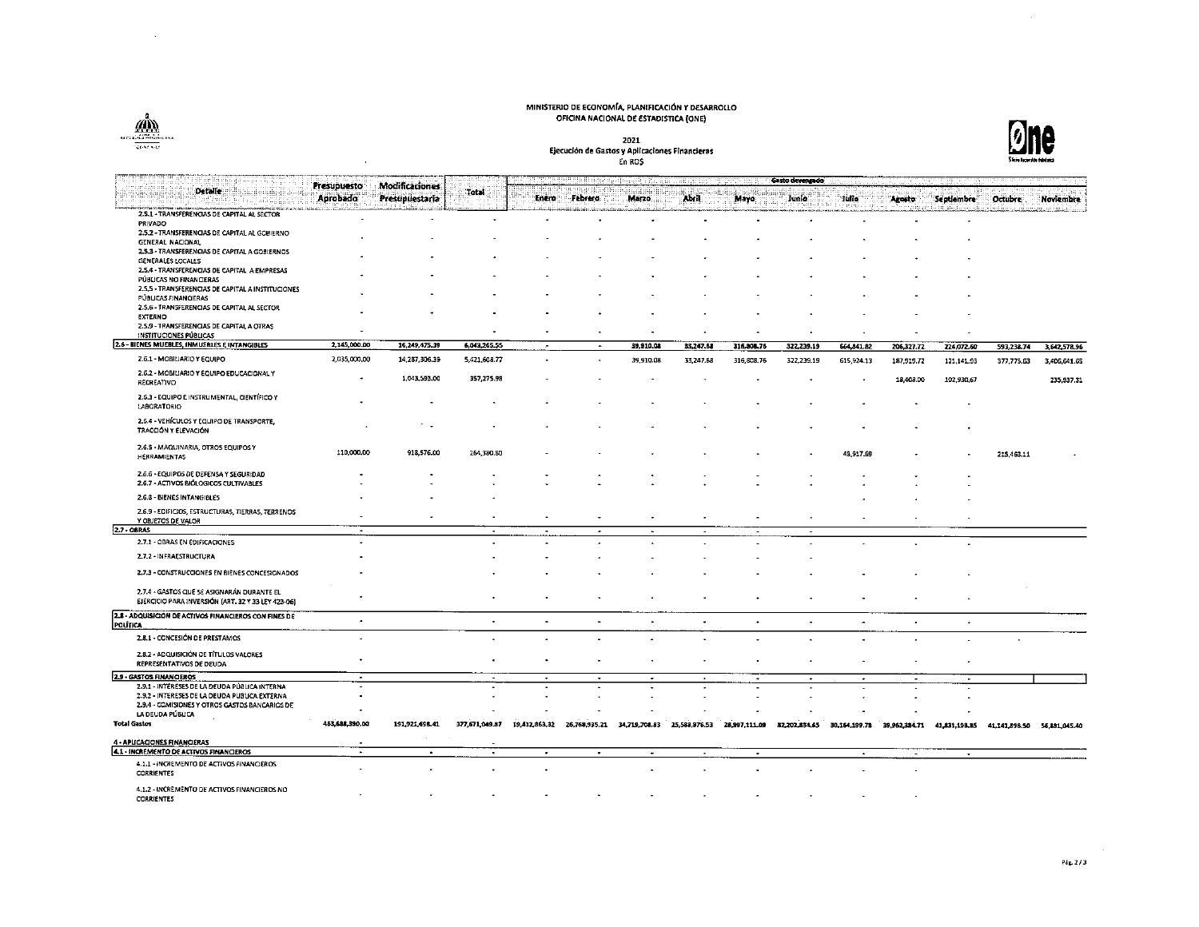MINISTERIO DE ECONOMÍA, PLANIFICACIÓN Y DESARROLLO
OFICINA NACIONAL DE ESTADÍSTICA (ONE)

2021
Ejecución de Gastos y Aplicaciones Financieras
En RD$

| Detalle | Presupuesto Aprobado | Modificaciones Presupuestaria | Total | Gasto devengado | | | | | | | | | | |
|---|---|---|---|---|---|---|---|---|---|---|---|---|---|---|
| | | | | Enero | Febrero | Marzo | Abril | Mayo | Junio | Julio | Agosto | Septiembre | Octubre | Noviembre |
| 2.5.1 - TRANSFERENCIAS DE CAPITAL AL SECTOR PRIVADO | - | - | - | - | - | - | - | - | - | - | - | - | | |
| 2.5.2 - TRANSFERENCIAS DE CAPITAL AL GOBIERNO GENERAL NACIONAL | - | - | - | - | - | - | - | - | - | - | - | - | | |
| 2.5.3 - TRANSFERENCIAS DE CAPITAL A GOBIERNOS GENERALES LOCALES | - | - | - | - | - | - | - | - | - | - | - | - | | |
| 2.5.4 - TRANSFERENCIAS DE CAPITAL A EMPRESAS PÚBLICAS NO FINANCIERAS | - | - | - | - | - | - | - | - | - | - | - | - | | |
| 2.5.5 - TRANSFERENCIAS DE CAPITAL A INSTITUCIONES PÚBLICAS FINANCIERAS | - | - | - | - | - | - | - | - | - | - | - | - | | |
| 2.5.6 - TRANSFERENCIAS DE CAPITAL AL SECTOR EXTERNO | - | - | - | - | - | - | - | - | - | - | - | - | | |
| 2.5.9 - TRANSFERENCIAS DE CAPITAL A OTRAS INSTITUCIONES PÚBLICAS | - | | - | - | - | - | - | - | - | - | - | - | | |
| **2.6 - BIENES MUEBLES, INMUEBLES E INTANGIBLES** | **2,145,000.00** | **16,249,475.39** | **6,043,265.55** | **-** | **-** | **39,910.08** | **33,247.68** | **316,808.76** | **322,239.19** | **664,841.82** | **206,327.72** | **224,072.60** | **593,238.74** | **3,642,578.96** |
| 2.6.1 - MOBILIARIO Y EQUIPO | 2,035,000.00 | 14,287,306.39 | 5,421,608.77 | - | - | 39,910.08 | 33,247.68 | 316,808.76 | 322,239.19 | 615,924.13 | 187,919.72 | 121,141.93 | 377,775.63 | 3,406,641.65 |
| 2.6.2 - MOBILIARIO Y EQUIPO EDUCACIONAL Y RECREATIVO | - | 1,043,593.00 | 357,275.98 | | | | | | | | 18,408.00 | 102,930.67 | | 235,937.31 |
| 2.6.3 - EQUIPO E INSTRUMENTAL, CIENTÍFICO Y LABORATORIO | - | - | - | - | - | - | - | - | - | - | - | - | | |
| 2.6.4 - VEHÍCULOS Y EQUIPO DE TRANSPORTE, TRACCIÓN Y ELEVACIÓN | - | - | - | - | - | - | - | - | - | - | - | - | | |
| 2.6.5 - MAQUINARIA, OTROS EQUIPOS Y HERRAMIENTAS | 110,000.00 | 918,576.00 | 264,380.80 | - | - | - | - | - | - | 48,917.69 | - | - | 215,463.11 | - |
| 2.6.6 - EQUIPOS DE DEFENSA Y SEGURIDAD | - | - | - | - | - | - | - | - | - | - | - | - | | |
| 2.6.7 - ACTIVOS BIOLÓGICOS CULTIVABLES | - | - | - | - | - | - | - | - | - | - | - | - | | |
| 2.6.8 - BIENES INTANGIBLES | - | - | - | | | | | | | - | - | - | | |
| 2.6.9 - EDIFICIOS, ESTRUCTURAS, TIERRAS, TERRENOS Y OBJETOS DE VALOR | - | - | - | - | - | - | - | - | - | - | - | - | | |
| **2.7 - OBRAS** | **-** | | **-** | **-** | **-** | **-** | **-** | **-** | **-** | | | | | |
| 2.7.1 - OBRAS EN EDIFICACIONES | - | | - | - | - | - | - | - | - | - | - | - | | |
| 2.7.2 - INFRAESTRUCTURA | - | | - | - | - | - | - | - | - | | | | | |
| 2.7.3 - CONSTRUCCIONES EN BIENES CONCESIONADOS | - | | - | - | - | - | - | - | - | - | - | - | | |
| 2.7.4 - GASTOS QUE SE ASIGNARÁN DURANTE EL EJERCICIO PARA INVERSIÓN (ART. 32 Y 33 LEY 423-06) | - | | - | - | - | - | - | - | - | - | - | - | | |
| **2.8 - ADQUISICIÓN DE ACTIVOS FINANCIEROS CON FINES DE POLÍTICA** | **-** | | **-** | **-** | **-** | **-** | **-** | **-** | **-** | **-** | **-** | **-** | | |
| 2.8.1 - CONCESIÓN DE PRESTAMOS | - | | - | - | - | - | - | - | - | - | - | - | - | |
| 2.8.2 - ADQUISICIÓN DE TÍTULOS VALORES REPRESENTATIVOS DE DEUDA | - | | - | - | - | - | - | - | - | - | - | - | | |
| **2.9 - GASTOS FINANCIEROS** | **-** | | **-** | **-** | **-** | **-** | **-** | **-** | **-** | **-** | **-** | **-** | | |
| 2.9.1 - INTERESES DE LA DEUDA PÚBLICA INTERNA | - | | - | - | - | - | - | - | - | - | - | - | | |
| 2.9.2 - INTERESES DE LA DEUDA PÚBLICA EXTERNA | - | | - | - | - | - | - | - | - | - | - | - | | |
| 2.9.4 - COMISIONES Y OTROS GASTOS BANCARIOS DE LA DEUDA PÚBLICA | - | | - | - | - | - | - | - | - | - | - | - | | |
| **Total Gastos** | 463,688,390.00 | 191,921,498.41 | 377,671,049.87 | 19,432,863.32 | 26,768,935.21 | 34,719,708.83 | 25,588,976.53 | 28,997,111.09 | 32,202,834.65 | 30,164,199.78 | 39,962,384.71 | 41,831,193.85 | 41,141,896.50 | 56,831,045.40 |
| **4 - APLICACIONES FINANCIERAS** | - | | - | | | | | | | | | | | |
| **4.1 - INCREMENTO DE ACTIVOS FINANCIEROS** | - | - | - | - | - | - | - | - | | - | - | - | | |
| 4.1.1 - INCREMENTO DE ACTIVOS FINANCIEROS CORRIENTES | - | - | - | - | | - | - | - | - | - | - | | | |
| 4.1.2 - INCREMENTO DE ACTIVOS FINANCIEROS NO CORRIENTES | - | - | - | - | - | - | - | - | - | - | - | | | |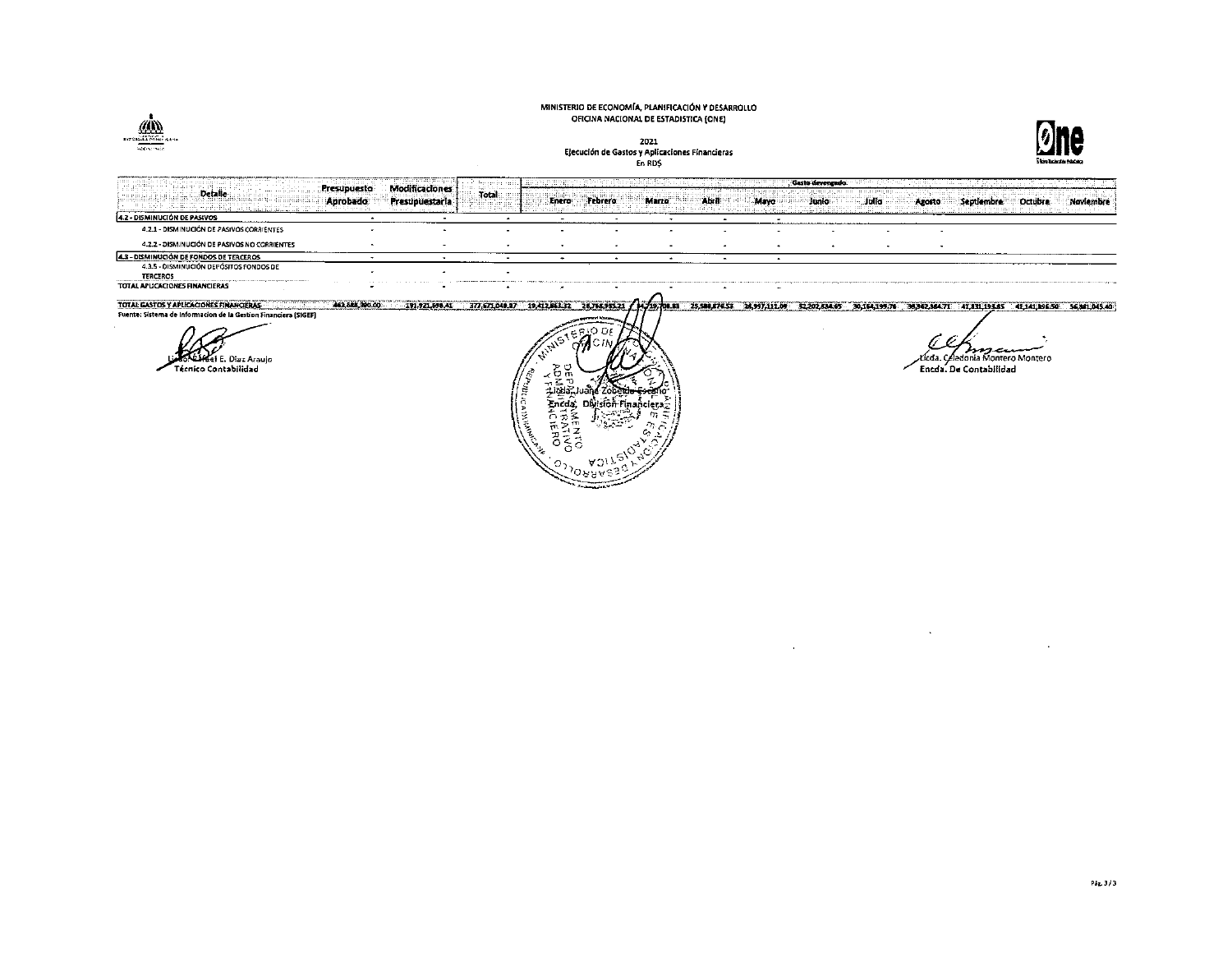MINISTERIO DE ECONOMÍA, PLANIFICACIÓN Y DESARROLLO
OFICINA NACIONAL DE ESTADISTICA (ONE)

2021
Ejecución de Gastos y Aplicaciones Financieras
En RD$

| Detalle | Presupuesto Aprobado | Modificaciones Presupuestaria | Total | Gasto devengado | | | | | | | | | | |
|---|---|---|---|---|---|---|---|---|---|---|---|---|---|---|
| | | | | Enero | Febrero | Marzo | Abril | Mayo | Junio | Julio | Agosto | Septiembre | Octubre | Noviembre |
| **4.2 - DISMINUCIÓN DE PASIVOS** | - | - | - | - | - | - | - | - | | | | | | |
| 4.2.1 - DISMINUCIÓN DE PASIVOS CORRIENTES | - | - | - | - | - | - | - | - | - | - | - | | | |
| 4.2.2 - DISMINUCIÓN DE PASIVOS NO CORRIENTES | - | - | - | - | - | - | - | - | - | - | - | | | |
| **4.3 - DISMINUCIÓN DE FONDOS DE TERCEROS** | - | - | - | - | - | - | - | - | | | | | | |
| 4.3.5 - DISMINUCIÓN DEPÓSITOS FONDOS DE TERCEROS | - | - | - | | | | | | | | | | | |
| **TOTAL APLICACIONES FINANCIERAS** | - | - | - | - | - | - | - | - | | | | | | |
| **TOTAL GASTOS Y APLICACIONES FINANCIERAS** | 463,688,300.00 | 191,921,698.41 | 277,671,048.87 | 19,412,863.22 | 25,766,993.21 | 14,739,708.83 | 25,588,676.53 | 34,997,111.09 | 52,202,634.65 | 30,164,199.78 | 39,342,164.71 | 41,131,193.85 | 41,141,856.50 | 56,861,045.40 |

Fuente: Sistema de Información de la Gestion Financiera (SIGEF)

Lic. Rafael E. Díaz Araujo
Técnico Contabilidad

Licda. Juana Zoboide Escaño
Encda. División Financiera

Licda. Celedonia Montero Montero
Encda. De Contabilidad